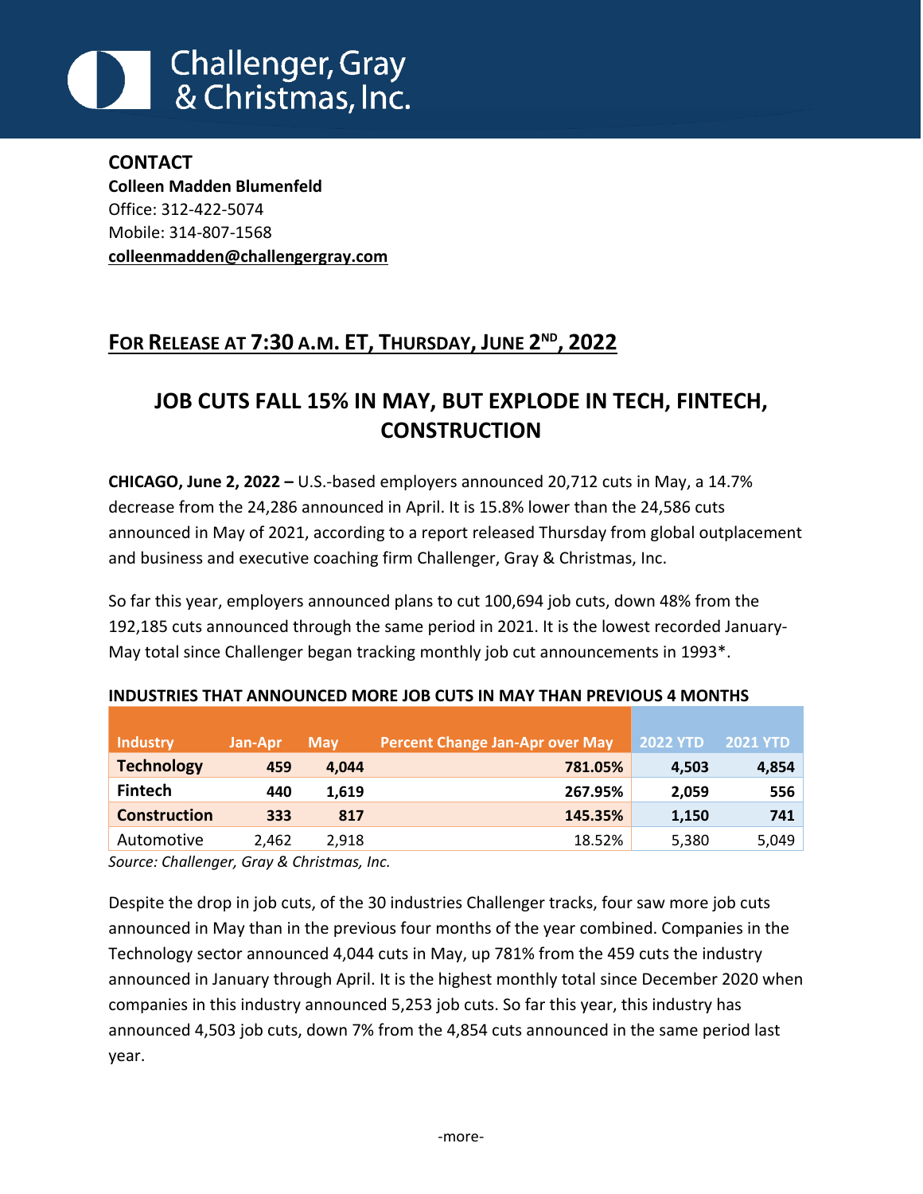Challenger, Gray & Christmas, Inc.

**CONTACT**
**Colleen Madden Blumenfeld**
Office: 312-422-5074
Mobile: 314-807-1568
**colleenmadden@challengergray.com**

## FOR RELEASE AT 7:30 A.M. ET, THURSDAY, JUNE 2ND, 2022

# JOB CUTS FALL 15% IN MAY, BUT EXPLODE IN TECH, FINTECH, CONSTRUCTION

**CHICAGO, June 2, 2022 –** U.S.-based employers announced 20,712 cuts in May, a 14.7% decrease from the 24,286 announced in April. It is 15.8% lower than the 24,586 cuts announced in May of 2021, according to a report released Thursday from global outplacement and business and executive coaching firm Challenger, Gray & Christmas, Inc.

So far this year, employers announced plans to cut 100,694 job cuts, down 48% from the 192,185 cuts announced through the same period in 2021. It is the lowest recorded January-May total since Challenger began tracking monthly job cut announcements in 1993*.

**INDUSTRIES THAT ANNOUNCED MORE JOB CUTS IN MAY THAN PREVIOUS 4 MONTHS**

| Industry | Jan-Apr | May | Percent Change Jan-Apr over May | 2022 YTD | 2021 YTD |
|---|---|---|---|---|---|
| **Technology** | **459** | **4,044** | **781.05%** | **4,503** | **4,854** |
| **Fintech** | **440** | **1,619** | **267.95%** | **2,059** | **556** |
| **Construction** | **333** | **817** | **145.35%** | **1,150** | **741** |
| Automotive | 2,462 | 2,918 | 18.52% | 5,380 | 5,049 |

*Source: Challenger, Gray & Christmas, Inc.*

Despite the drop in job cuts, of the 30 industries Challenger tracks, four saw more job cuts announced in May than in the previous four months of the year combined. Companies in the Technology sector announced 4,044 cuts in May, up 781% from the 459 cuts the industry announced in January through April. It is the highest monthly total since December 2020 when companies in this industry announced 5,253 job cuts. So far this year, this industry has announced 4,503 job cuts, down 7% from the 4,854 cuts announced in the same period last year.

-more-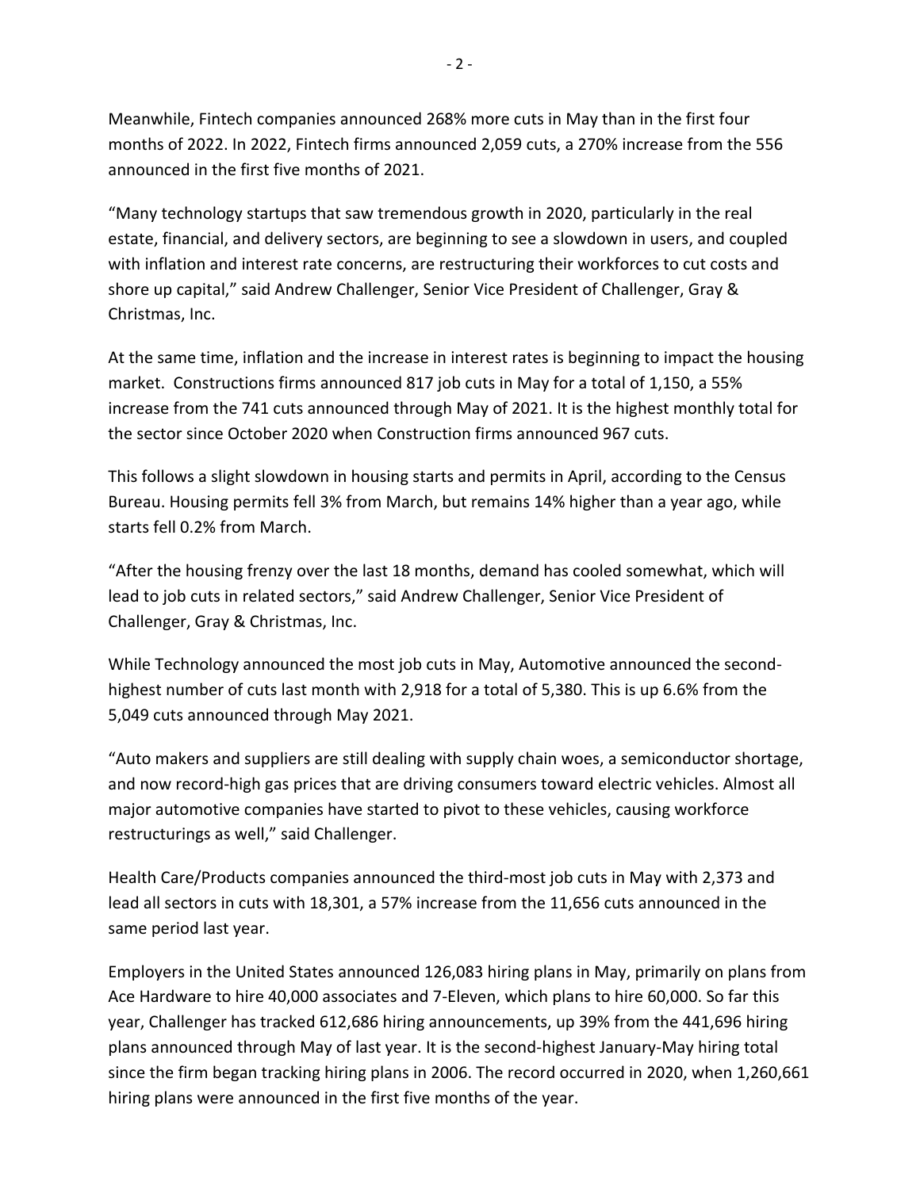Meanwhile, Fintech companies announced 268% more cuts in May than in the first four months of 2022. In 2022, Fintech firms announced 2,059 cuts, a 270% increase from the 556 announced in the first five months of 2021.

“Many technology startups that saw tremendous growth in 2020, particularly in the real estate, financial, and delivery sectors, are beginning to see a slowdown in users, and coupled with inflation and interest rate concerns, are restructuring their workforces to cut costs and shore up capital,” said Andrew Challenger, Senior Vice President of Challenger, Gray & Christmas, Inc.

At the same time, inflation and the increase in interest rates is beginning to impact the housing market. Constructions firms announced 817 job cuts in May for a total of 1,150, a 55% increase from the 741 cuts announced through May of 2021. It is the highest monthly total for the sector since October 2020 when Construction firms announced 967 cuts.

This follows a slight slowdown in housing starts and permits in April, according to the Census Bureau. Housing permits fell 3% from March, but remains 14% higher than a year ago, while starts fell 0.2% from March.

“After the housing frenzy over the last 18 months, demand has cooled somewhat, which will lead to job cuts in related sectors,” said Andrew Challenger, Senior Vice President of Challenger, Gray & Christmas, Inc.

While Technology announced the most job cuts in May, Automotive announced the second-highest number of cuts last month with 2,918 for a total of 5,380. This is up 6.6% from the 5,049 cuts announced through May 2021.

“Auto makers and suppliers are still dealing with supply chain woes, a semiconductor shortage, and now record-high gas prices that are driving consumers toward electric vehicles. Almost all major automotive companies have started to pivot to these vehicles, causing workforce restructurings as well,” said Challenger.

Health Care/Products companies announced the third-most job cuts in May with 2,373 and lead all sectors in cuts with 18,301, a 57% increase from the 11,656 cuts announced in the same period last year.

Employers in the United States announced 126,083 hiring plans in May, primarily on plans from Ace Hardware to hire 40,000 associates and 7-Eleven, which plans to hire 60,000. So far this year, Challenger has tracked 612,686 hiring announcements, up 39% from the 441,696 hiring plans announced through May of last year. It is the second-highest January-May hiring total since the firm began tracking hiring plans in 2006. The record occurred in 2020, when 1,260,661 hiring plans were announced in the first five months of the year.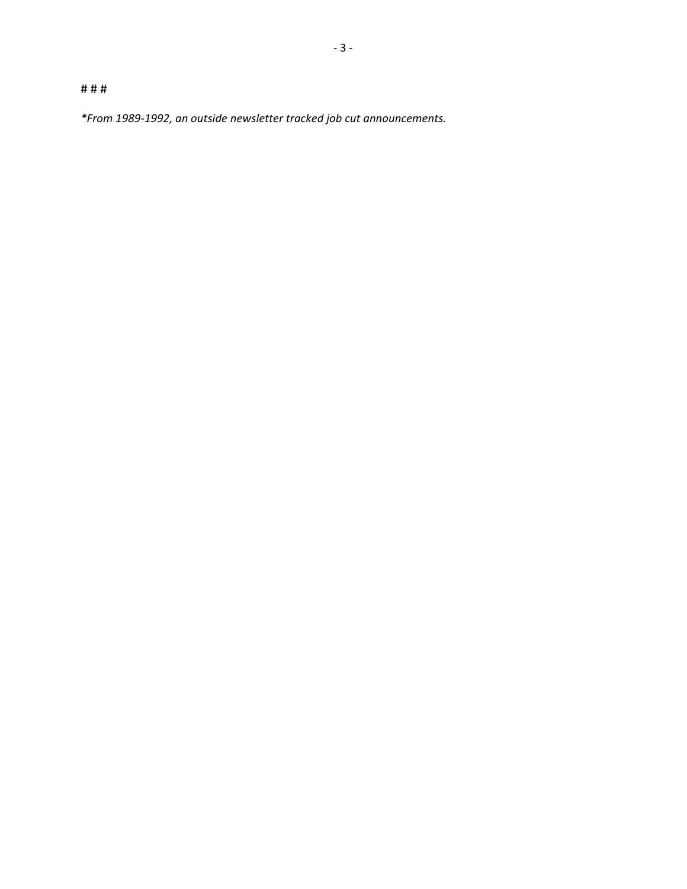# # #

*\*From 1989-1992, an outside newsletter tracked job cut announcements.*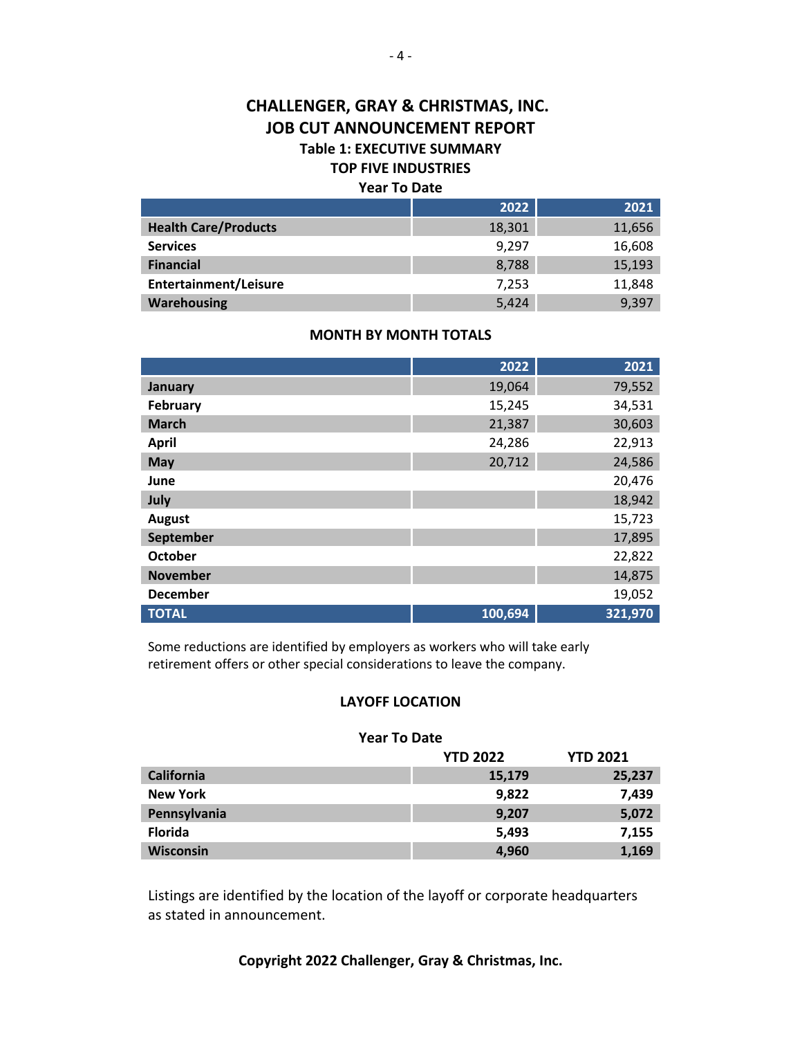# CHALLENGER, GRAY & CHRISTMAS, INC.

# JOB CUT ANNOUNCEMENT REPORT

## Table 1: EXECUTIVE SUMMARY

### TOP FIVE INDUSTRIES

**Year To Date**

| | 2022 | 2021 |
|---|---|---|
| **Health Care/Products** | 18,301 | 11,656 |
| **Services** | 9,297 | 16,608 |
| **Financial** | 8,788 | 15,193 |
| **Entertainment/Leisure** | 7,253 | 11,848 |
| **Warehousing** | 5,424 | 9,397 |

### MONTH BY MONTH TOTALS

| | 2022 | 2021 |
|---|---|---|
| **January** | 19,064 | 79,552 |
| **February** | 15,245 | 34,531 |
| **March** | 21,387 | 30,603 |
| **April** | 24,286 | 22,913 |
| **May** | 20,712 | 24,586 |
| **June** | | 20,476 |
| **July** | | 18,942 |
| **August** | | 15,723 |
| **September** | | 17,895 |
| **October** | | 22,822 |
| **November** | | 14,875 |
| **December** | | 19,052 |
| **TOTAL** | **100,694** | **321,970** |

Some reductions are identified by employers as workers who will take early retirement offers or other special considerations to leave the company.

### LAYOFF LOCATION

**Year To Date**

| | YTD 2022 | YTD 2021 |
|---|---|---|
| **California** | **15,179** | **25,237** |
| **New York** | **9,822** | **7,439** |
| **Pennsylvania** | **9,207** | **5,072** |
| **Florida** | **5,493** | **7,155** |
| **Wisconsin** | **4,960** | **1,169** |

Listings are identified by the location of the layoff or corporate headquarters as stated in announcement.

**Copyright 2022 Challenger, Gray & Christmas, Inc.**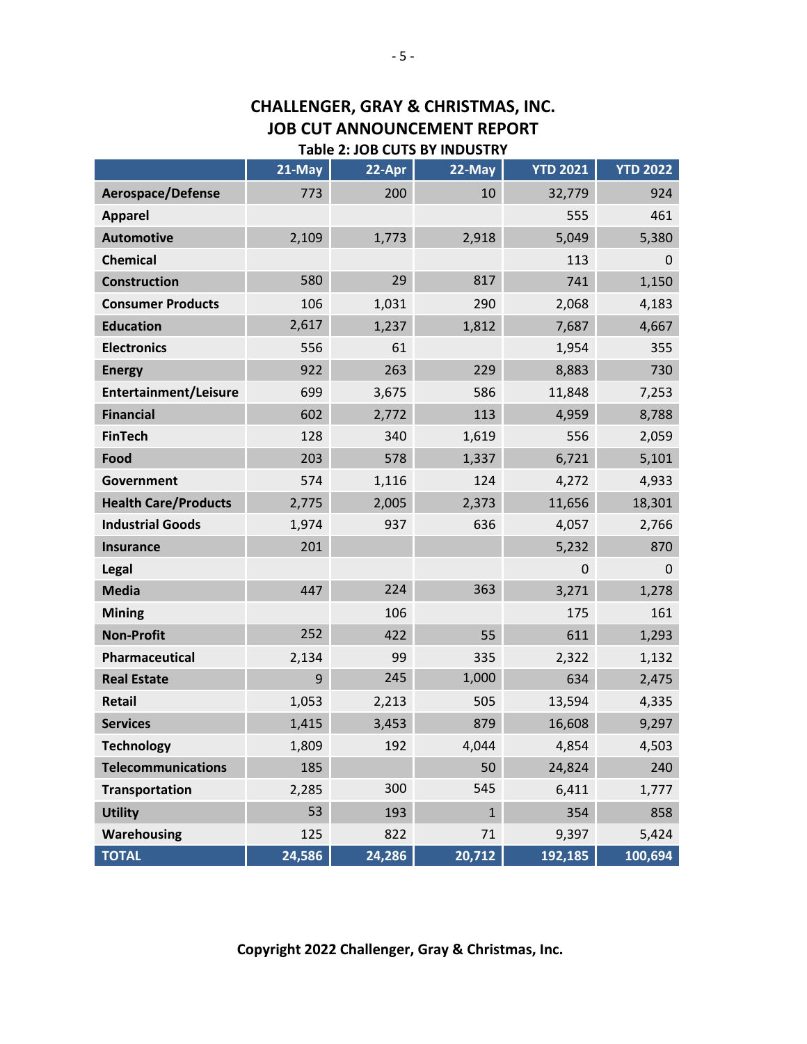## CHALLENGER, GRAY & CHRISTMAS, INC.
## JOB CUT ANNOUNCEMENT REPORT

### Table 2: JOB CUTS BY INDUSTRY

| | 21-May | 22-Apr | 22-May | YTD 2021 | YTD 2022 |
|---|---|---|---|---|---|
| **Aerospace/Defense** | 773 | 200 | 10 | 32,779 | 924 |
| **Apparel** | | | | 555 | 461 |
| **Automotive** | 2,109 | 1,773 | 2,918 | 5,049 | 5,380 |
| **Chemical** | | | | 113 | 0 |
| **Construction** | 580 | 29 | 817 | 741 | 1,150 |
| **Consumer Products** | 106 | 1,031 | 290 | 2,068 | 4,183 |
| **Education** | 2,617 | 1,237 | 1,812 | 7,687 | 4,667 |
| **Electronics** | 556 | 61 | | 1,954 | 355 |
| **Energy** | 922 | 263 | 229 | 8,883 | 730 |
| **Entertainment/Leisure** | 699 | 3,675 | 586 | 11,848 | 7,253 |
| **Financial** | 602 | 2,772 | 113 | 4,959 | 8,788 |
| **FinTech** | 128 | 340 | 1,619 | 556 | 2,059 |
| **Food** | 203 | 578 | 1,337 | 6,721 | 5,101 |
| **Government** | 574 | 1,116 | 124 | 4,272 | 4,933 |
| **Health Care/Products** | 2,775 | 2,005 | 2,373 | 11,656 | 18,301 |
| **Industrial Goods** | 1,974 | 937 | 636 | 4,057 | 2,766 |
| **Insurance** | 201 | | | 5,232 | 870 |
| **Legal** | | | | 0 | 0 |
| **Media** | 447 | 224 | 363 | 3,271 | 1,278 |
| **Mining** | | 106 | | 175 | 161 |
| **Non-Profit** | 252 | 422 | 55 | 611 | 1,293 |
| **Pharmaceutical** | 2,134 | 99 | 335 | 2,322 | 1,132 |
| **Real Estate** | 9 | 245 | 1,000 | 634 | 2,475 |
| **Retail** | 1,053 | 2,213 | 505 | 13,594 | 4,335 |
| **Services** | 1,415 | 3,453 | 879 | 16,608 | 9,297 |
| **Technology** | 1,809 | 192 | 4,044 | 4,854 | 4,503 |
| **Telecommunications** | 185 | | 50 | 24,824 | 240 |
| **Transportation** | 2,285 | 300 | 545 | 6,411 | 1,777 |
| **Utility** | 53 | 193 | 1 | 354 | 858 |
| **Warehousing** | 125 | 822 | 71 | 9,397 | 5,424 |
| **TOTAL** | **24,586** | **24,286** | **20,712** | **192,185** | **100,694** |

**Copyright 2022 Challenger, Gray & Christmas, Inc.**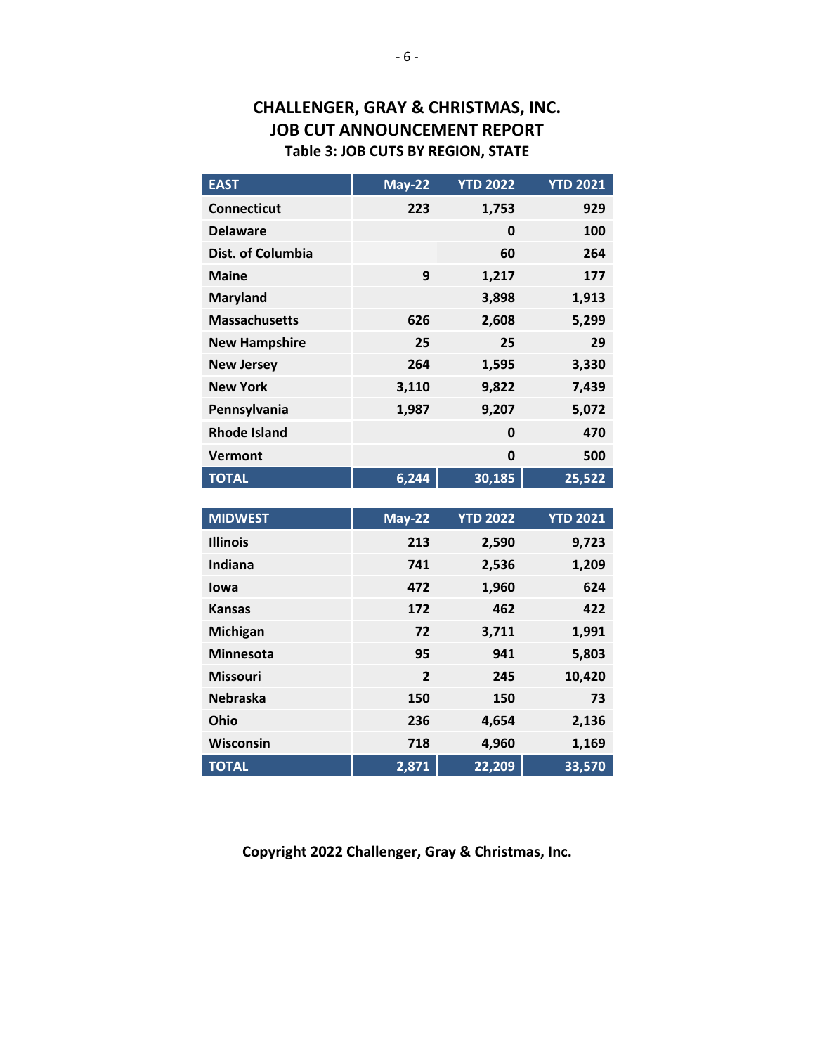# CHALLENGER, GRAY & CHRISTMAS, INC.
# JOB CUT ANNOUNCEMENT REPORT
## Table 3: JOB CUTS BY REGION, STATE

| EAST | May-22 | YTD 2022 | YTD 2021 |
|---|---|---|---|
| Connecticut | 223 | 1,753 | 929 |
| Delaware | | 0 | 100 |
| Dist. of Columbia | | 60 | 264 |
| Maine | 9 | 1,217 | 177 |
| Maryland | | 3,898 | 1,913 |
| Massachusetts | 626 | 2,608 | 5,299 |
| New Hampshire | 25 | 25 | 29 |
| New Jersey | 264 | 1,595 | 3,330 |
| New York | 3,110 | 9,822 | 7,439 |
| Pennsylvania | 1,987 | 9,207 | 5,072 |
| Rhode Island | | 0 | 470 |
| Vermont | | 0 | 500 |
| TOTAL | 6,244 | 30,185 | 25,522 |

| MIDWEST | May-22 | YTD 2022 | YTD 2021 |
|---|---|---|---|
| Illinois | 213 | 2,590 | 9,723 |
| Indiana | 741 | 2,536 | 1,209 |
| Iowa | 472 | 1,960 | 624 |
| Kansas | 172 | 462 | 422 |
| Michigan | 72 | 3,711 | 1,991 |
| Minnesota | 95 | 941 | 5,803 |
| Missouri | 2 | 245 | 10,420 |
| Nebraska | 150 | 150 | 73 |
| Ohio | 236 | 4,654 | 2,136 |
| Wisconsin | 718 | 4,960 | 1,169 |
| TOTAL | 2,871 | 22,209 | 33,570 |

**Copyright 2022 Challenger, Gray & Christmas, Inc.**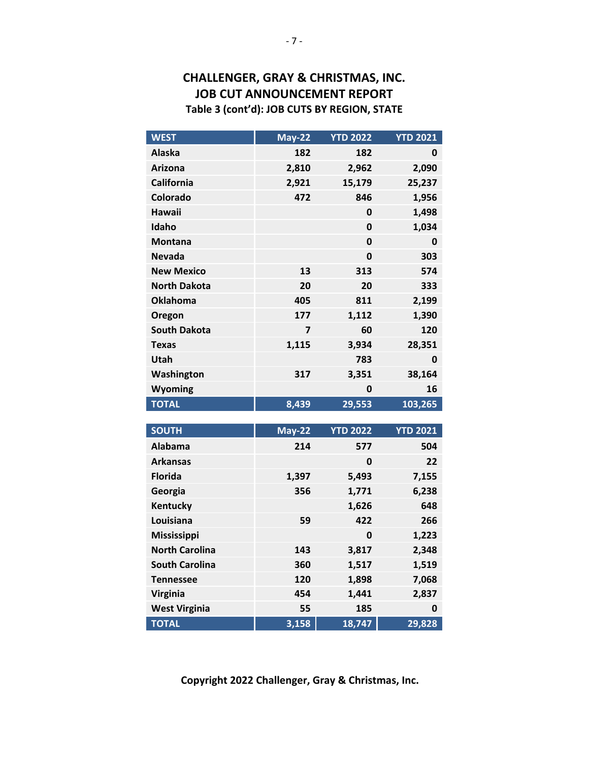# CHALLENGER, GRAY & CHRISTMAS, INC.
## JOB CUT ANNOUNCEMENT REPORT
### Table 3 (cont'd): JOB CUTS BY REGION, STATE

| WEST | May-22 | YTD 2022 | YTD 2021 |
|---|---|---|---|
| Alaska | 182 | 182 | 0 |
| Arizona | 2,810 | 2,962 | 2,090 |
| California | 2,921 | 15,179 | 25,237 |
| Colorado | 472 | 846 | 1,956 |
| Hawaii | | 0 | 1,498 |
| Idaho | | 0 | 1,034 |
| Montana | | 0 | 0 |
| Nevada | | 0 | 303 |
| New Mexico | 13 | 313 | 574 |
| North Dakota | 20 | 20 | 333 |
| Oklahoma | 405 | 811 | 2,199 |
| Oregon | 177 | 1,112 | 1,390 |
| South Dakota | 7 | 60 | 120 |
| Texas | 1,115 | 3,934 | 28,351 |
| Utah | | 783 | 0 |
| Washington | 317 | 3,351 | 38,164 |
| Wyoming | | 0 | 16 |
| TOTAL | 8,439 | 29,553 | 103,265 |

| SOUTH | May-22 | YTD 2022 | YTD 2021 |
|---|---|---|---|
| Alabama | 214 | 577 | 504 |
| Arkansas | | 0 | 22 |
| Florida | 1,397 | 5,493 | 7,155 |
| Georgia | 356 | 1,771 | 6,238 |
| Kentucky | | 1,626 | 648 |
| Louisiana | 59 | 422 | 266 |
| Mississippi | | 0 | 1,223 |
| North Carolina | 143 | 3,817 | 2,348 |
| South Carolina | 360 | 1,517 | 1,519 |
| Tennessee | 120 | 1,898 | 7,068 |
| Virginia | 454 | 1,441 | 2,837 |
| West Virginia | 55 | 185 | 0 |
| TOTAL | 3,158 | 18,747 | 29,828 |

**Copyright 2022 Challenger, Gray & Christmas, Inc.**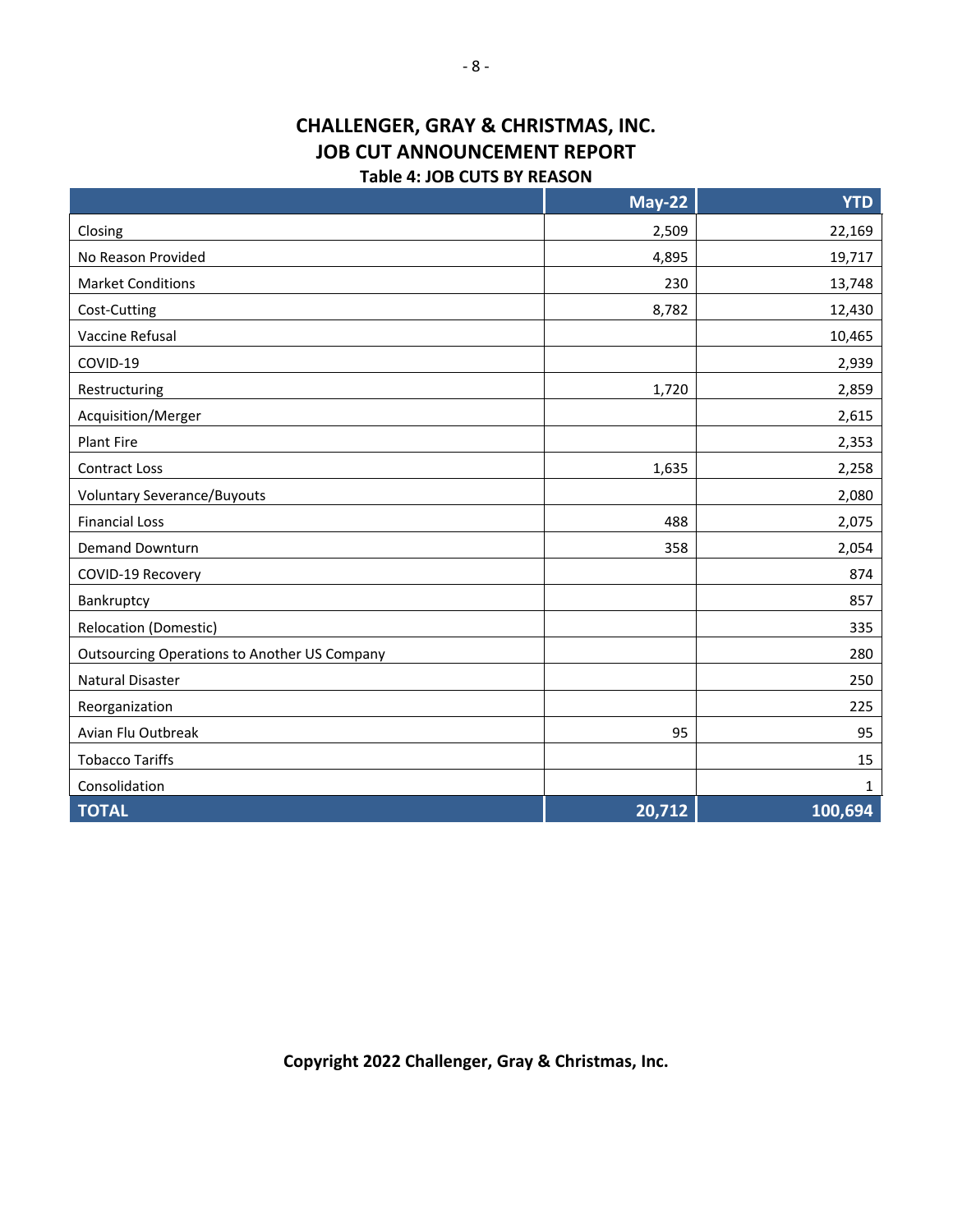# CHALLENGER, GRAY & CHRISTMAS, INC.
## JOB CUT ANNOUNCEMENT REPORT
### Table 4: JOB CUTS BY REASON

| | May-22 | YTD |
|---|---|---|
| Closing | 2,509 | 22,169 |
| No Reason Provided | 4,895 | 19,717 |
| Market Conditions | 230 | 13,748 |
| Cost-Cutting | 8,782 | 12,430 |
| Vaccine Refusal | | 10,465 |
| COVID-19 | | 2,939 |
| Restructuring | 1,720 | 2,859 |
| Acquisition/Merger | | 2,615 |
| Plant Fire | | 2,353 |
| Contract Loss | 1,635 | 2,258 |
| Voluntary Severance/Buyouts | | 2,080 |
| Financial Loss | 488 | 2,075 |
| Demand Downturn | 358 | 2,054 |
| COVID-19 Recovery | | 874 |
| Bankruptcy | | 857 |
| Relocation (Domestic) | | 335 |
| Outsourcing Operations to Another US Company | | 280 |
| Natural Disaster | | 250 |
| Reorganization | | 225 |
| Avian Flu Outbreak | 95 | 95 |
| Tobacco Tariffs | | 15 |
| Consolidation | | 1 |
| **TOTAL** | **20,712** | **100,694** |

**Copyright 2022 Challenger, Gray & Christmas, Inc.**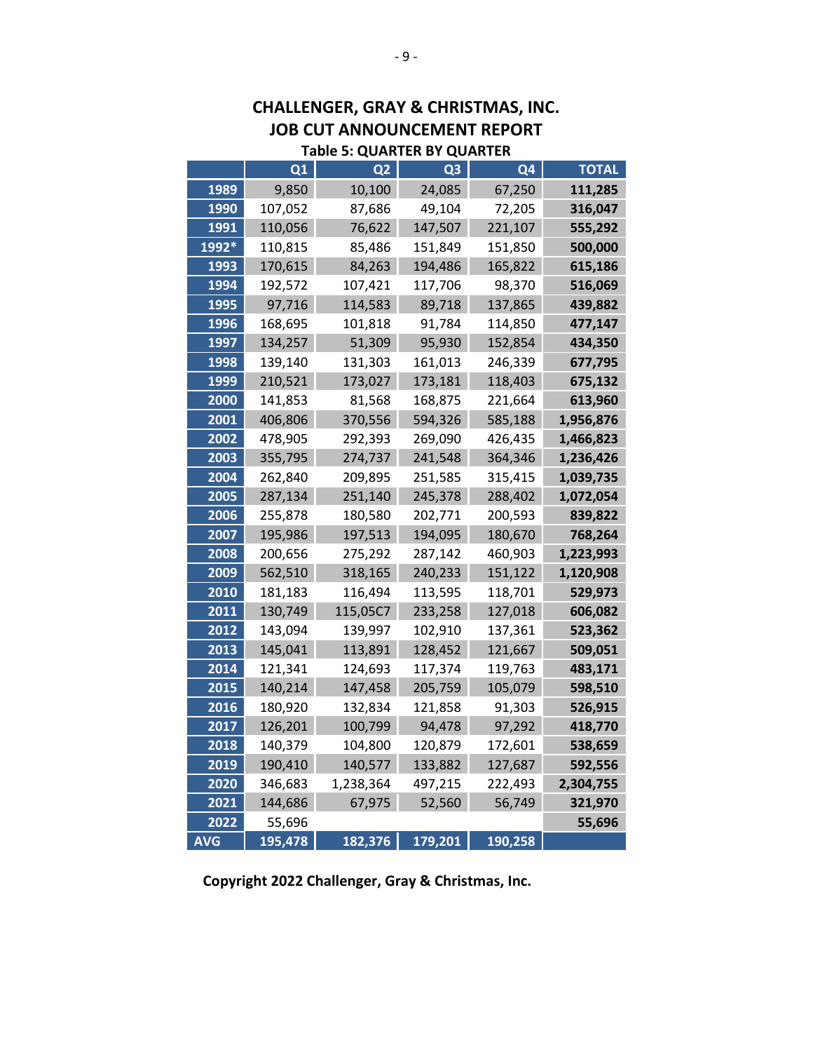# CHALLENGER, GRAY & CHRISTMAS, INC.
# JOB CUT ANNOUNCEMENT REPORT

### Table 5: QUARTER BY QUARTER

| | Q1 | Q2 | Q3 | Q4 | TOTAL |
|---|---|---|---|---|---|
| 1989 | 9,850 | 10,100 | 24,085 | 67,250 | **111,285** |
| 1990 | 107,052 | 87,686 | 49,104 | 72,205 | **316,047** |
| 1991 | 110,056 | 76,622 | 147,507 | 221,107 | **555,292** |
| 1992* | 110,815 | 85,486 | 151,849 | 151,850 | **500,000** |
| 1993 | 170,615 | 84,263 | 194,486 | 165,822 | **615,186** |
| 1994 | 192,572 | 107,421 | 117,706 | 98,370 | **516,069** |
| 1995 | 97,716 | 114,583 | 89,718 | 137,865 | **439,882** |
| 1996 | 168,695 | 101,818 | 91,784 | 114,850 | **477,147** |
| 1997 | 134,257 | 51,309 | 95,930 | 152,854 | **434,350** |
| 1998 | 139,140 | 131,303 | 161,013 | 246,339 | **677,795** |
| 1999 | 210,521 | 173,027 | 173,181 | 118,403 | **675,132** |
| 2000 | 141,853 | 81,568 | 168,875 | 221,664 | **613,960** |
| 2001 | 406,806 | 370,556 | 594,326 | 585,188 | **1,956,876** |
| 2002 | 478,905 | 292,393 | 269,090 | 426,435 | **1,466,823** |
| 2003 | 355,795 | 274,737 | 241,548 | 364,346 | **1,236,426** |
| 2004 | 262,840 | 209,895 | 251,585 | 315,415 | **1,039,735** |
| 2005 | 287,134 | 251,140 | 245,378 | 288,402 | **1,072,054** |
| 2006 | 255,878 | 180,580 | 202,771 | 200,593 | **839,822** |
| 2007 | 195,986 | 197,513 | 194,095 | 180,670 | **768,264** |
| 2008 | 200,656 | 275,292 | 287,142 | 460,903 | **1,223,993** |
| 2009 | 562,510 | 318,165 | 240,233 | 151,122 | **1,120,908** |
| 2010 | 181,183 | 116,494 | 113,595 | 118,701 | **529,973** |
| 2011 | 130,749 | 115,05C7 | 233,258 | 127,018 | **606,082** |
| 2012 | 143,094 | 139,997 | 102,910 | 137,361 | **523,362** |
| 2013 | 145,041 | 113,891 | 128,452 | 121,667 | **509,051** |
| 2014 | 121,341 | 124,693 | 117,374 | 119,763 | **483,171** |
| 2015 | 140,214 | 147,458 | 205,759 | 105,079 | **598,510** |
| 2016 | 180,920 | 132,834 | 121,858 | 91,303 | **526,915** |
| 2017 | 126,201 | 100,799 | 94,478 | 97,292 | **418,770** |
| 2018 | 140,379 | 104,800 | 120,879 | 172,601 | **538,659** |
| 2019 | 190,410 | 140,577 | 133,882 | 127,687 | **592,556** |
| 2020 | 346,683 | 1,238,364 | 497,215 | 222,493 | **2,304,755** |
| 2021 | 144,686 | 67,975 | 52,560 | 56,749 | **321,970** |
| 2022 | 55,696 | | | | **55,696** |
| AVG | 195,478 | 182,376 | 179,201 | 190,258 | |

**Copyright 2022 Challenger, Gray & Christmas, Inc.**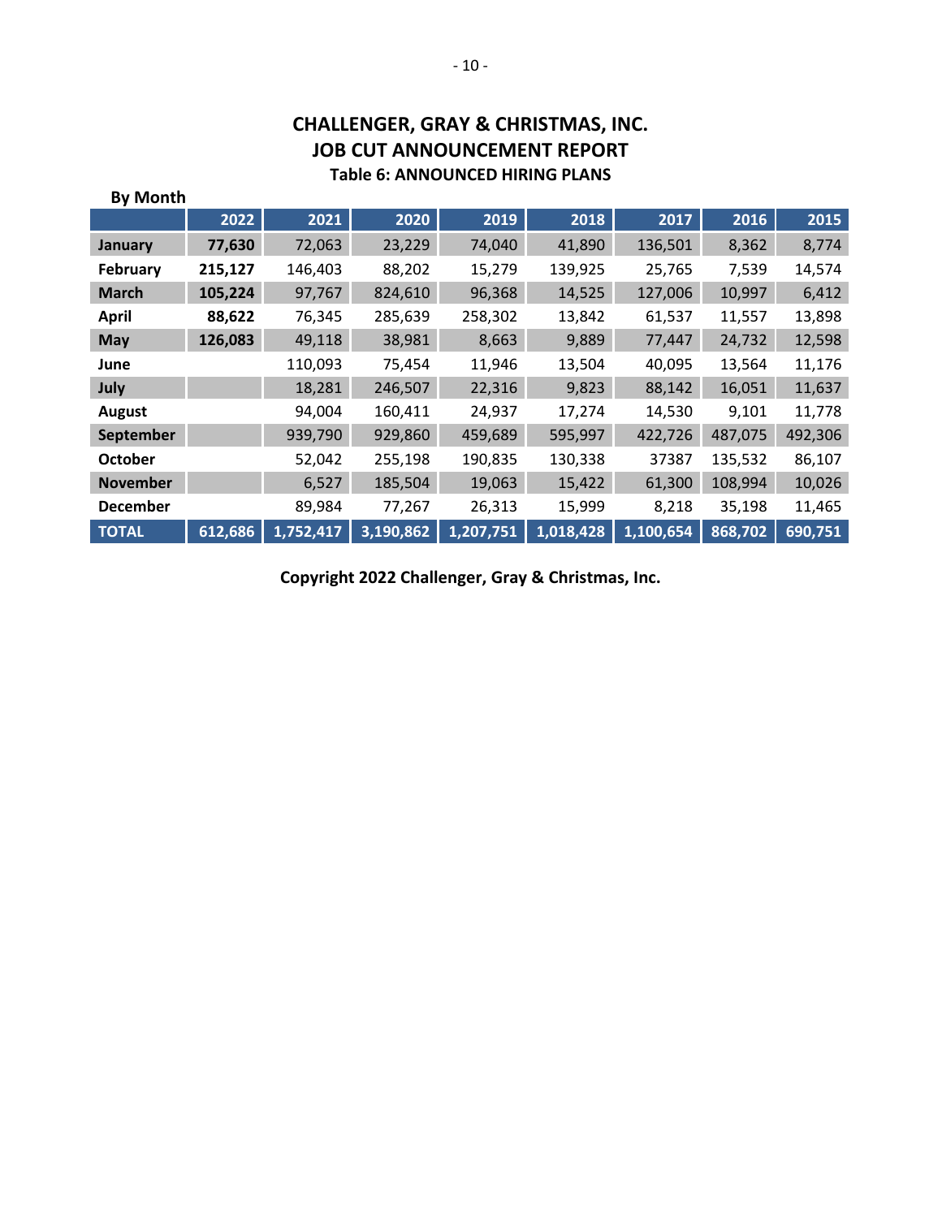## CHALLENGER, GRAY & CHRISTMAS, INC.
## JOB CUT ANNOUNCEMENT REPORT
### Table 6: ANNOUNCED HIRING PLANS

**By Month**

| | 2022 | 2021 | 2020 | 2019 | 2018 | 2017 | 2016 | 2015 |
|---|---|---|---|---|---|---|---|---|
| **January** | **77,630** | 72,063 | 23,229 | 74,040 | 41,890 | 136,501 | 8,362 | 8,774 |
| **February** | **215,127** | 146,403 | 88,202 | 15,279 | 139,925 | 25,765 | 7,539 | 14,574 |
| **March** | **105,224** | 97,767 | 824,610 | 96,368 | 14,525 | 127,006 | 10,997 | 6,412 |
| **April** | **88,622** | 76,345 | 285,639 | 258,302 | 13,842 | 61,537 | 11,557 | 13,898 |
| **May** | **126,083** | 49,118 | 38,981 | 8,663 | 9,889 | 77,447 | 24,732 | 12,598 |
| **June** | | 110,093 | 75,454 | 11,946 | 13,504 | 40,095 | 13,564 | 11,176 |
| **July** | | 18,281 | 246,507 | 22,316 | 9,823 | 88,142 | 16,051 | 11,637 |
| **August** | | 94,004 | 160,411 | 24,937 | 17,274 | 14,530 | 9,101 | 11,778 |
| **September** | | 939,790 | 929,860 | 459,689 | 595,997 | 422,726 | 487,075 | 492,306 |
| **October** | | 52,042 | 255,198 | 190,835 | 130,338 | 37387 | 135,532 | 86,107 |
| **November** | | 6,527 | 185,504 | 19,063 | 15,422 | 61,300 | 108,994 | 10,026 |
| **December** | | 89,984 | 77,267 | 26,313 | 15,999 | 8,218 | 35,198 | 11,465 |
| **TOTAL** | **612,686** | **1,752,417** | **3,190,862** | **1,207,751** | **1,018,428** | **1,100,654** | **868,702** | **690,751** |

**Copyright 2022 Challenger, Gray & Christmas, Inc.**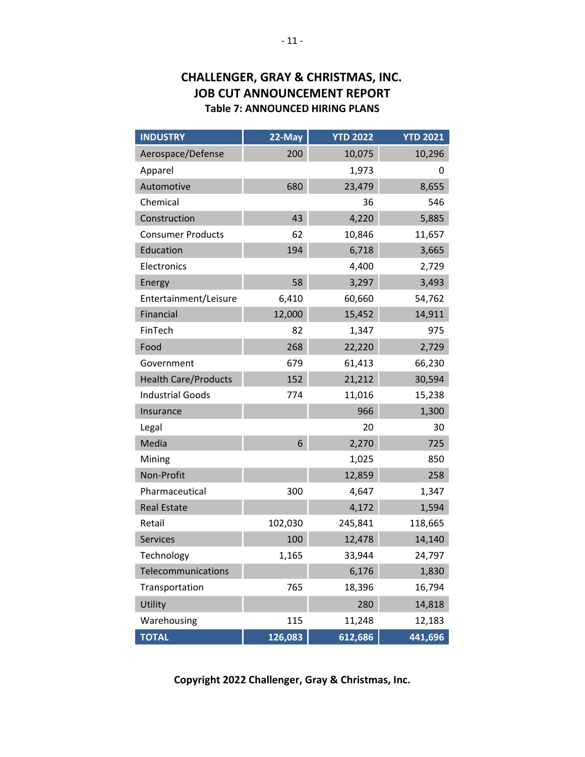# CHALLENGER, GRAY & CHRISTMAS, INC.
# JOB CUT ANNOUNCEMENT REPORT
### Table 7: ANNOUNCED HIRING PLANS

| INDUSTRY | 22-May | YTD 2022 | YTD 2021 |
|---|---|---|---|
| Aerospace/Defense | 200 | 10,075 | 10,296 |
| Apparel | | 1,973 | 0 |
| Automotive | 680 | 23,479 | 8,655 |
| Chemical | | 36 | 546 |
| Construction | 43 | 4,220 | 5,885 |
| Consumer Products | 62 | 10,846 | 11,657 |
| Education | 194 | 6,718 | 3,665 |
| Electronics | | 4,400 | 2,729 |
| Energy | 58 | 3,297 | 3,493 |
| Entertainment/Leisure | 6,410 | 60,660 | 54,762 |
| Financial | 12,000 | 15,452 | 14,911 |
| FinTech | 82 | 1,347 | 975 |
| Food | 268 | 22,220 | 2,729 |
| Government | 679 | 61,413 | 66,230 |
| Health Care/Products | 152 | 21,212 | 30,594 |
| Industrial Goods | 774 | 11,016 | 15,238 |
| Insurance | | 966 | 1,300 |
| Legal | | 20 | 30 |
| Media | 6 | 2,270 | 725 |
| Mining | | 1,025 | 850 |
| Non-Profit | | 12,859 | 258 |
| Pharmaceutical | 300 | 4,647 | 1,347 |
| Real Estate | | 4,172 | 1,594 |
| Retail | 102,030 | 245,841 | 118,665 |
| Services | 100 | 12,478 | 14,140 |
| Technology | 1,165 | 33,944 | 24,797 |
| Telecommunications | | 6,176 | 1,830 |
| Transportation | 765 | 18,396 | 16,794 |
| Utility | | 280 | 14,818 |
| Warehousing | 115 | 11,248 | 12,183 |
| **TOTAL** | **126,083** | **612,686** | **441,696** |

**Copyright 2022 Challenger, Gray & Christmas, Inc.**